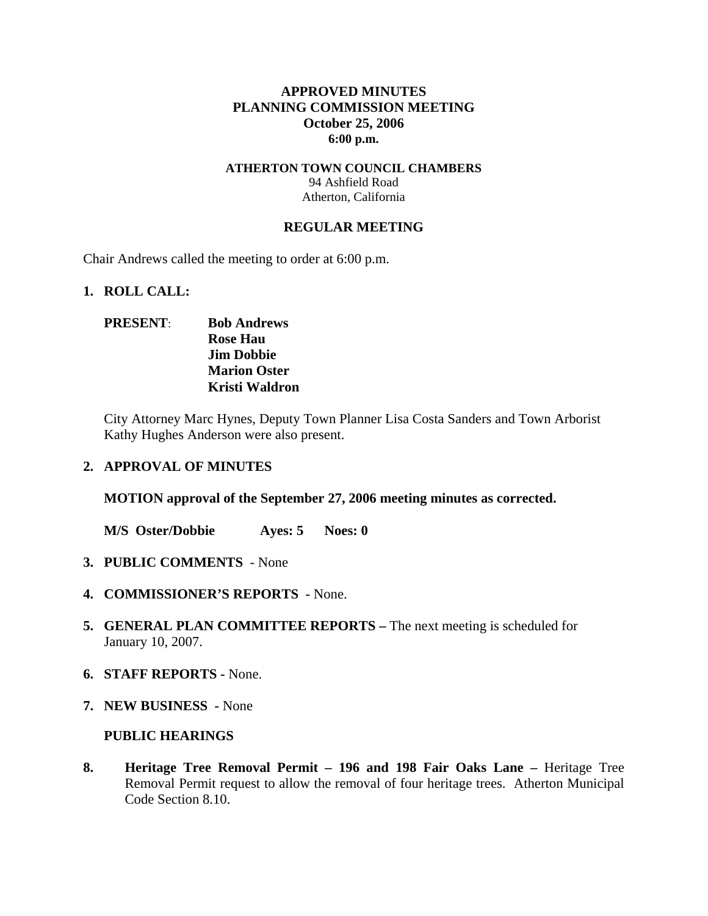# APPROVED MINUTES
# PLANNING COMMISSION MEETING
**October 25, 2006**
**6:00 p.m.**

**ATHERTON TOWN COUNCIL CHAMBERS**
94 Ashfield Road
Atherton, California

## REGULAR MEETING

Chair Andrews called the meeting to order at 6:00 p.m.

**1. ROLL CALL:**

**PRESENT**: **Bob Andrews**
**Rose Hau**
**Jim Dobbie**
**Marion Oster**
**Kristi Waldron**

City Attorney Marc Hynes, Deputy Town Planner Lisa Costa Sanders and Town Arborist Kathy Hughes Anderson were also present.

**2. APPROVAL OF MINUTES**

**MOTION approval of the September 27, 2006 meeting minutes as corrected.**

**M/S Oster/Dobbie Ayes: 5 Noes: 0**

**3. PUBLIC COMMENTS** - None

**4. COMMISSIONER'S REPORTS -** None.

**5. GENERAL PLAN COMMITTEE REPORTS –** The next meeting is scheduled for January 10, 2007.

**6. STAFF REPORTS -** None.

**7. NEW BUSINESS -** None

**PUBLIC HEARINGS**

**8. Heritage Tree Removal Permit – 196 and 198 Fair Oaks Lane –** Heritage Tree Removal Permit request to allow the removal of four heritage trees. Atherton Municipal Code Section 8.10.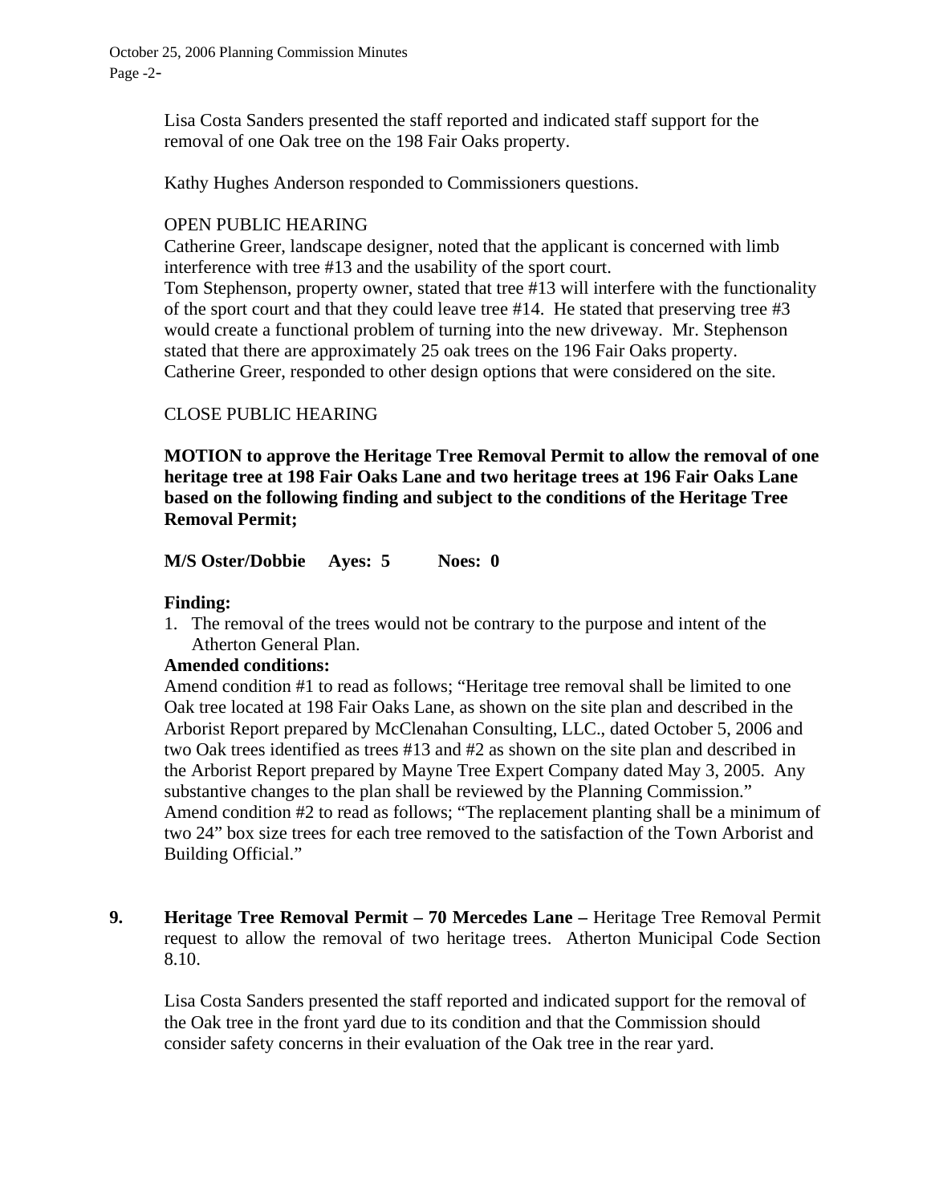Lisa Costa Sanders presented the staff reported and indicated staff support for the removal of one Oak tree on the 198 Fair Oaks property.

Kathy Hughes Anderson responded to Commissioners questions.

OPEN PUBLIC HEARING

Catherine Greer, landscape designer, noted that the applicant is concerned with limb interference with tree #13 and the usability of the sport court.

Tom Stephenson, property owner, stated that tree #13 will interfere with the functionality of the sport court and that they could leave tree #14. He stated that preserving tree #3 would create a functional problem of turning into the new driveway. Mr. Stephenson stated that there are approximately 25 oak trees on the 196 Fair Oaks property.

Catherine Greer, responded to other design options that were considered on the site.

CLOSE PUBLIC HEARING

**MOTION to approve the Heritage Tree Removal Permit to allow the removal of one heritage tree at 198 Fair Oaks Lane and two heritage trees at 196 Fair Oaks Lane based on the following finding and subject to the conditions of the Heritage Tree Removal Permit;**

**M/S Oster/Dobbie Ayes: 5 Noes: 0**

**Finding:**

1. The removal of the trees would not be contrary to the purpose and intent of the Atherton General Plan.

**Amended conditions:**

Amend condition #1 to read as follows; "Heritage tree removal shall be limited to one Oak tree located at 198 Fair Oaks Lane, as shown on the site plan and described in the Arborist Report prepared by McClenahan Consulting, LLC., dated October 5, 2006 and two Oak trees identified as trees #13 and #2 as shown on the site plan and described in the Arborist Report prepared by Mayne Tree Expert Company dated May 3, 2005. Any substantive changes to the plan shall be reviewed by the Planning Commission."

Amend condition #2 to read as follows; "The replacement planting shall be a minimum of two 24" box size trees for each tree removed to the satisfaction of the Town Arborist and Building Official."

**9. Heritage Tree Removal Permit – 70 Mercedes Lane –** Heritage Tree Removal Permit request to allow the removal of two heritage trees. Atherton Municipal Code Section 8.10.

Lisa Costa Sanders presented the staff reported and indicated support for the removal of the Oak tree in the front yard due to its condition and that the Commission should consider safety concerns in their evaluation of the Oak tree in the rear yard.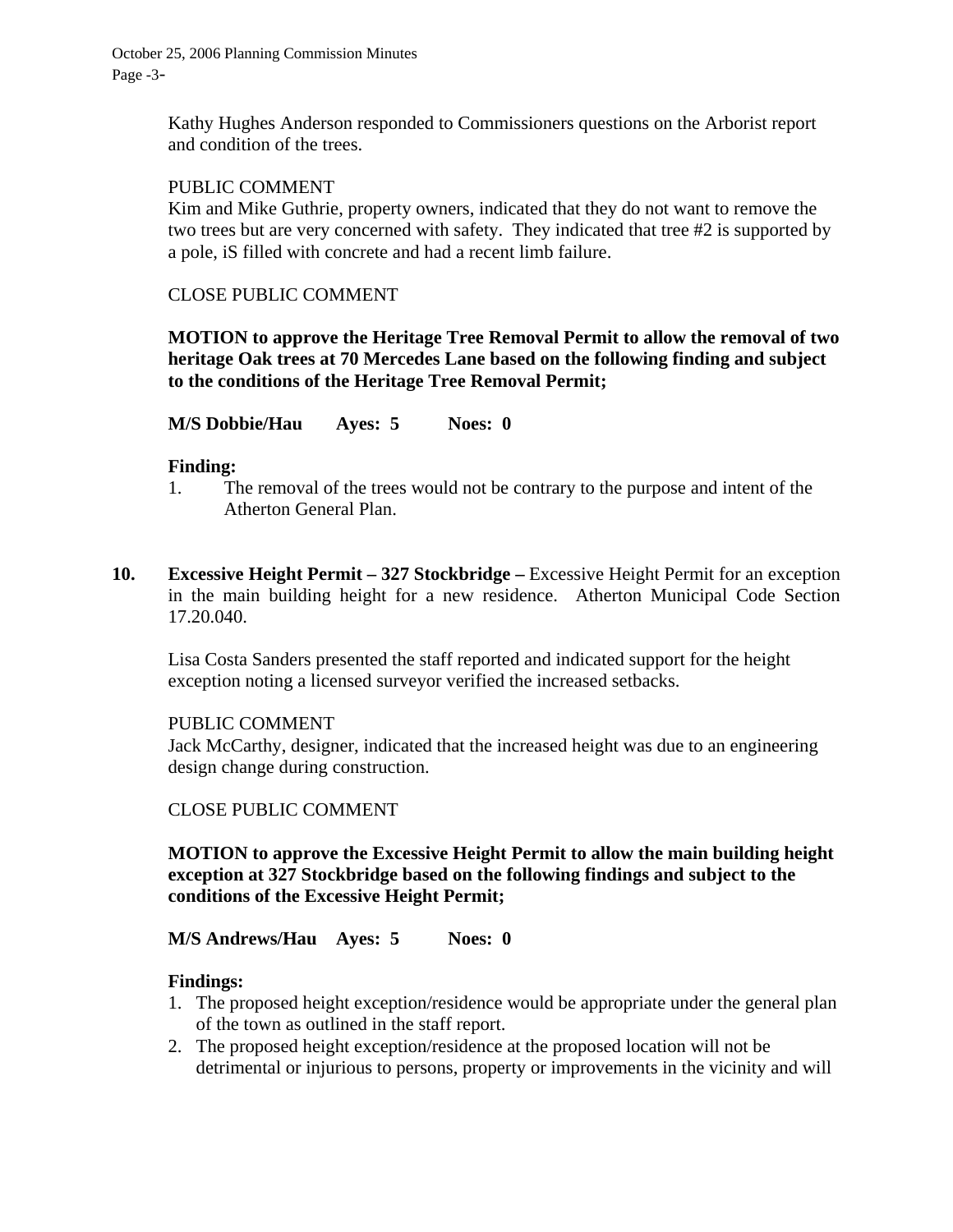Kathy Hughes Anderson responded to Commissioners questions on the Arborist report and condition of the trees.

PUBLIC COMMENT

Kim and Mike Guthrie, property owners, indicated that they do not want to remove the two trees but are very concerned with safety. They indicated that tree #2 is supported by a pole, iS filled with concrete and had a recent limb failure.

CLOSE PUBLIC COMMENT

**MOTION to approve the Heritage Tree Removal Permit to allow the removal of two heritage Oak trees at 70 Mercedes Lane based on the following finding and subject to the conditions of the Heritage Tree Removal Permit;**

**M/S Dobbie/Hau Ayes: 5 Noes: 0**

**Finding:**

1. The removal of the trees would not be contrary to the purpose and intent of the Atherton General Plan.

**10. Excessive Height Permit – 327 Stockbridge –** Excessive Height Permit for an exception in the main building height for a new residence. Atherton Municipal Code Section 17.20.040.

Lisa Costa Sanders presented the staff reported and indicated support for the height exception noting a licensed surveyor verified the increased setbacks.

PUBLIC COMMENT

Jack McCarthy, designer, indicated that the increased height was due to an engineering design change during construction.

CLOSE PUBLIC COMMENT

**MOTION to approve the Excessive Height Permit to allow the main building height exception at 327 Stockbridge based on the following findings and subject to the conditions of the Excessive Height Permit;**

**M/S Andrews/Hau Ayes: 5 Noes: 0**

**Findings:**

1. The proposed height exception/residence would be appropriate under the general plan of the town as outlined in the staff report.
2. The proposed height exception/residence at the proposed location will not be detrimental or injurious to persons, property or improvements in the vicinity and will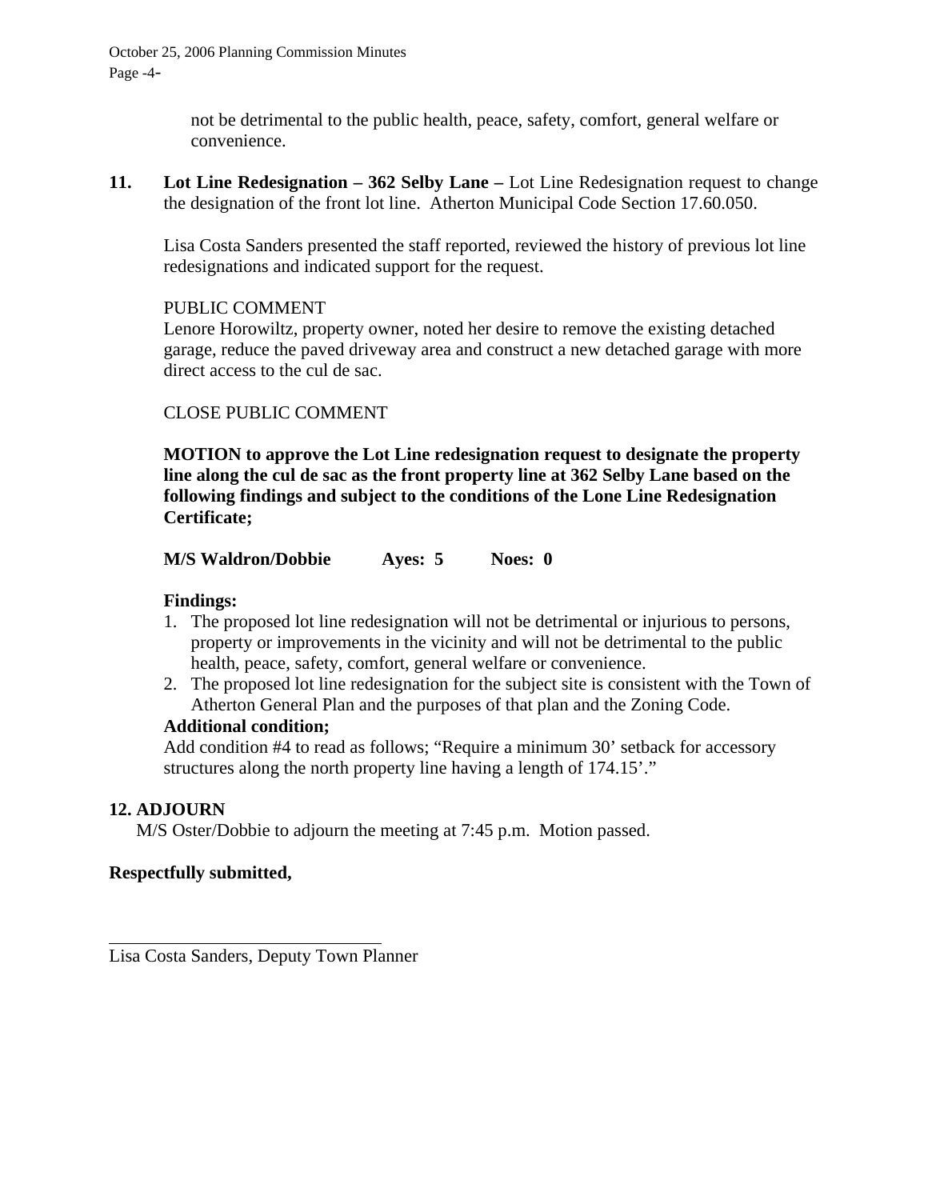not be detrimental to the public health, peace, safety, comfort, general welfare or convenience.

**11. Lot Line Redesignation – 362 Selby Lane –** Lot Line Redesignation request to change the designation of the front lot line. Atherton Municipal Code Section 17.60.050.

Lisa Costa Sanders presented the staff reported, reviewed the history of previous lot line redesignations and indicated support for the request.

PUBLIC COMMENT

Lenore Horowiltz, property owner, noted her desire to remove the existing detached garage, reduce the paved driveway area and construct a new detached garage with more direct access to the cul de sac.

CLOSE PUBLIC COMMENT

**MOTION to approve the Lot Line redesignation request to designate the property line along the cul de sac as the front property line at 362 Selby Lane based on the following findings and subject to the conditions of the Lone Line Redesignation Certificate;**

**M/S Waldron/Dobbie Ayes: 5 Noes: 0**

**Findings:**

1. The proposed lot line redesignation will not be detrimental or injurious to persons, property or improvements in the vicinity and will not be detrimental to the public health, peace, safety, comfort, general welfare or convenience.
2. The proposed lot line redesignation for the subject site is consistent with the Town of Atherton General Plan and the purposes of that plan and the Zoning Code.

**Additional condition;**

Add condition #4 to read as follows; "Require a minimum 30' setback for accessory structures along the north property line having a length of 174.15'."

**12. ADJOURN**

M/S Oster/Dobbie to adjourn the meeting at 7:45 p.m. Motion passed.

**Respectfully submitted,**

\_\_\_\_\_\_\_\_\_\_\_\_\_\_\_\_\_\_\_\_\_\_\_\_\_\_\_\_\_\_\_\_

Lisa Costa Sanders, Deputy Town Planner